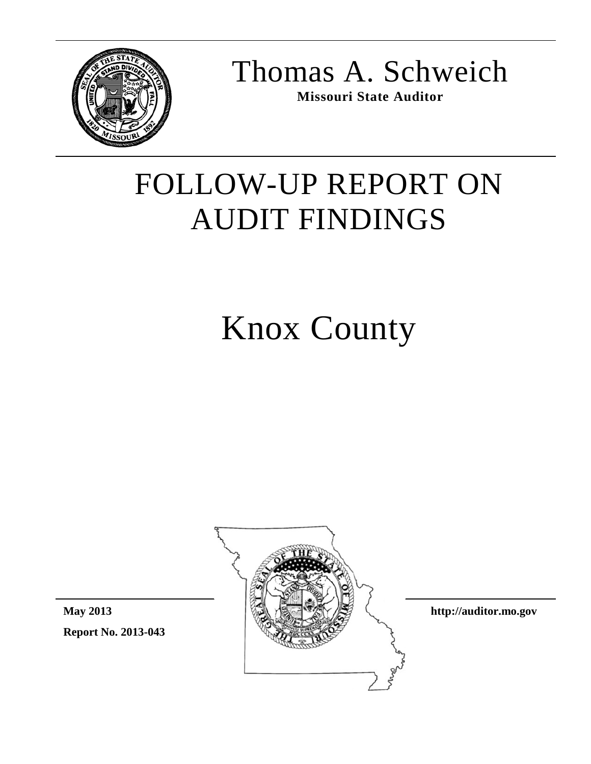# Thomas A. Schweich

**Missouri State Auditor**

# FOLLOW-UP REPORT ON AUDIT FINDINGS

# Knox County

**May 2013**

**Report No. 2013-043**

**http://auditor.mo.gov**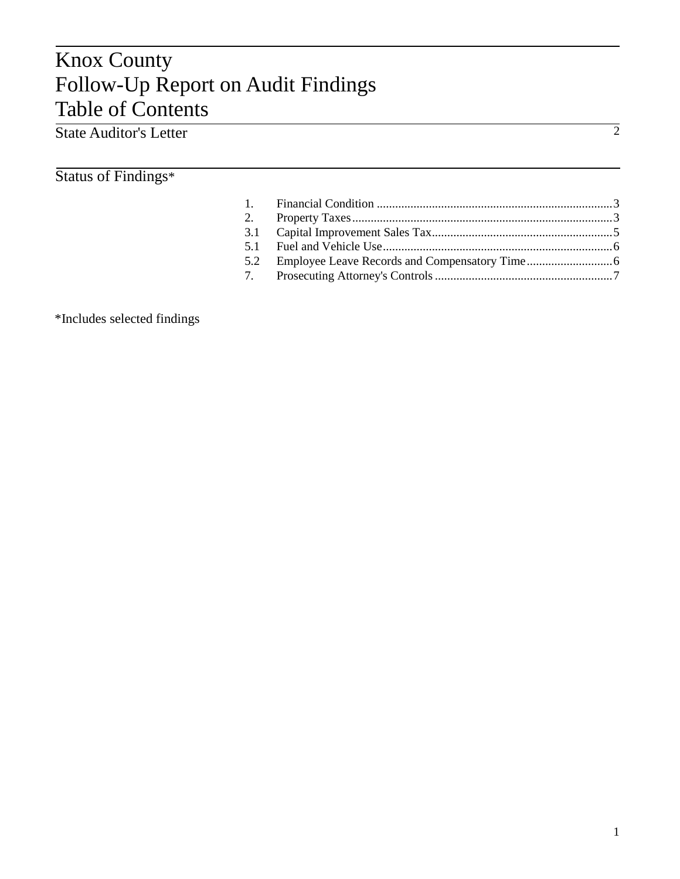# Knox County
# Follow-Up Report on Audit Findings
# Table of Contents

## State Auditor's Letter 2

## Status of Findings*

| | | |
|---|---|---|
| 1. | Financial Condition | 3 |
| 2. | Property Taxes | 3 |
| 3.1 | Capital Improvement Sales Tax | 5 |
| 5.1 | Fuel and Vehicle Use | 6 |
| 5.2 | Employee Leave Records and Compensatory Time | 6 |
| 7. | Prosecuting Attorney's Controls | 7 |

*Includes selected findings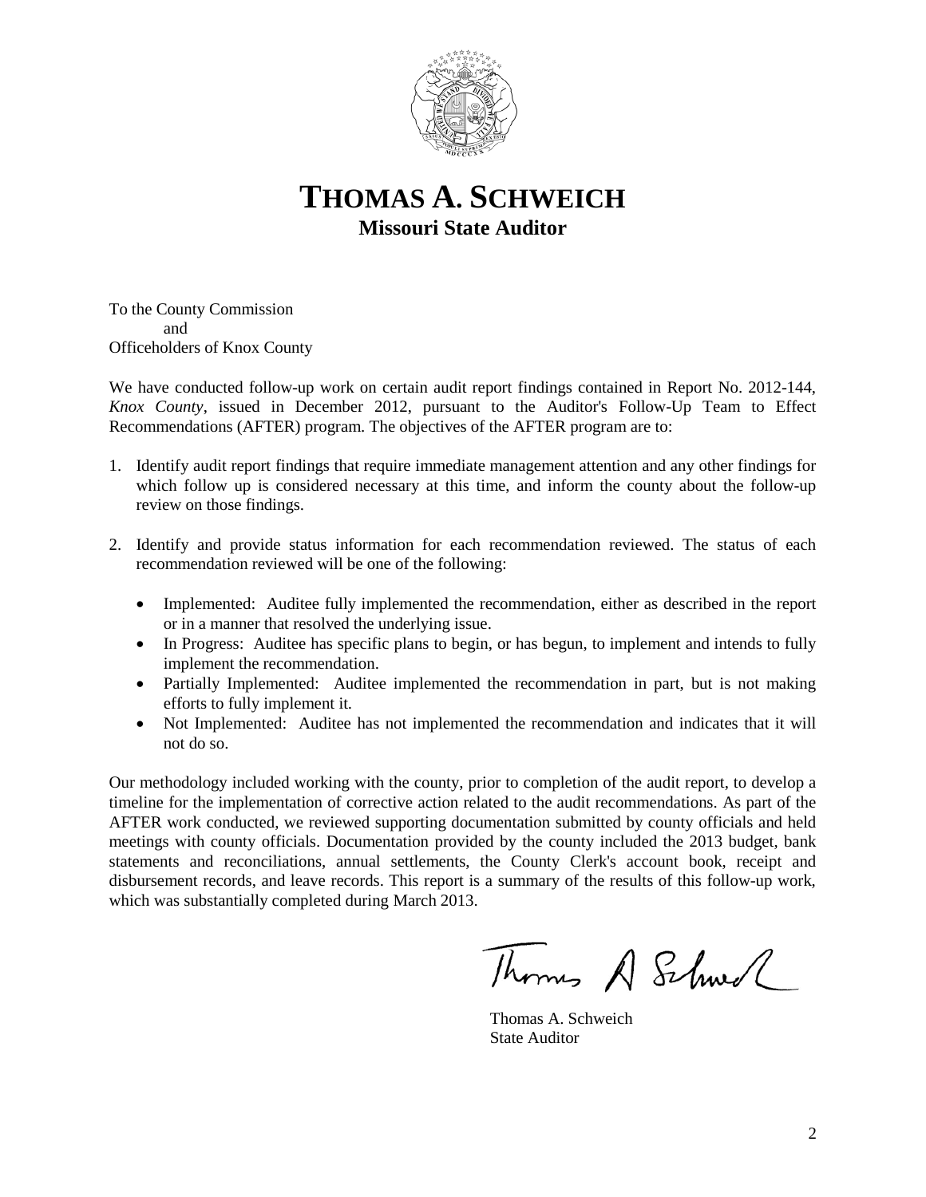# THOMAS A. SCHWEICH
**Missouri State Auditor**

To the County Commission
and
Officeholders of Knox County

We have conducted follow-up work on certain audit report findings contained in Report No. 2012-144, *Knox County*, issued in December 2012, pursuant to the Auditor's Follow-Up Team to Effect Recommendations (AFTER) program. The objectives of the AFTER program are to:

1. Identify audit report findings that require immediate management attention and any other findings for which follow up is considered necessary at this time, and inform the county about the follow-up review on those findings.

2. Identify and provide status information for each recommendation reviewed. The status of each recommendation reviewed will be one of the following:

   - Implemented: Auditee fully implemented the recommendation, either as described in the report or in a manner that resolved the underlying issue.
   - In Progress: Auditee has specific plans to begin, or has begun, to implement and intends to fully implement the recommendation.
   - Partially Implemented: Auditee implemented the recommendation in part, but is not making efforts to fully implement it.
   - Not Implemented: Auditee has not implemented the recommendation and indicates that it will not do so.

Our methodology included working with the county, prior to completion of the audit report, to develop a timeline for the implementation of corrective action related to the audit recommendations. As part of the AFTER work conducted, we reviewed supporting documentation submitted by county officials and held meetings with county officials. Documentation provided by the county included the 2013 budget, bank statements and reconciliations, annual settlements, the County Clerk's account book, receipt and disbursement records, and leave records. This report is a summary of the results of this follow-up work, which was substantially completed during March 2013.

Thomas A. Schweich
State Auditor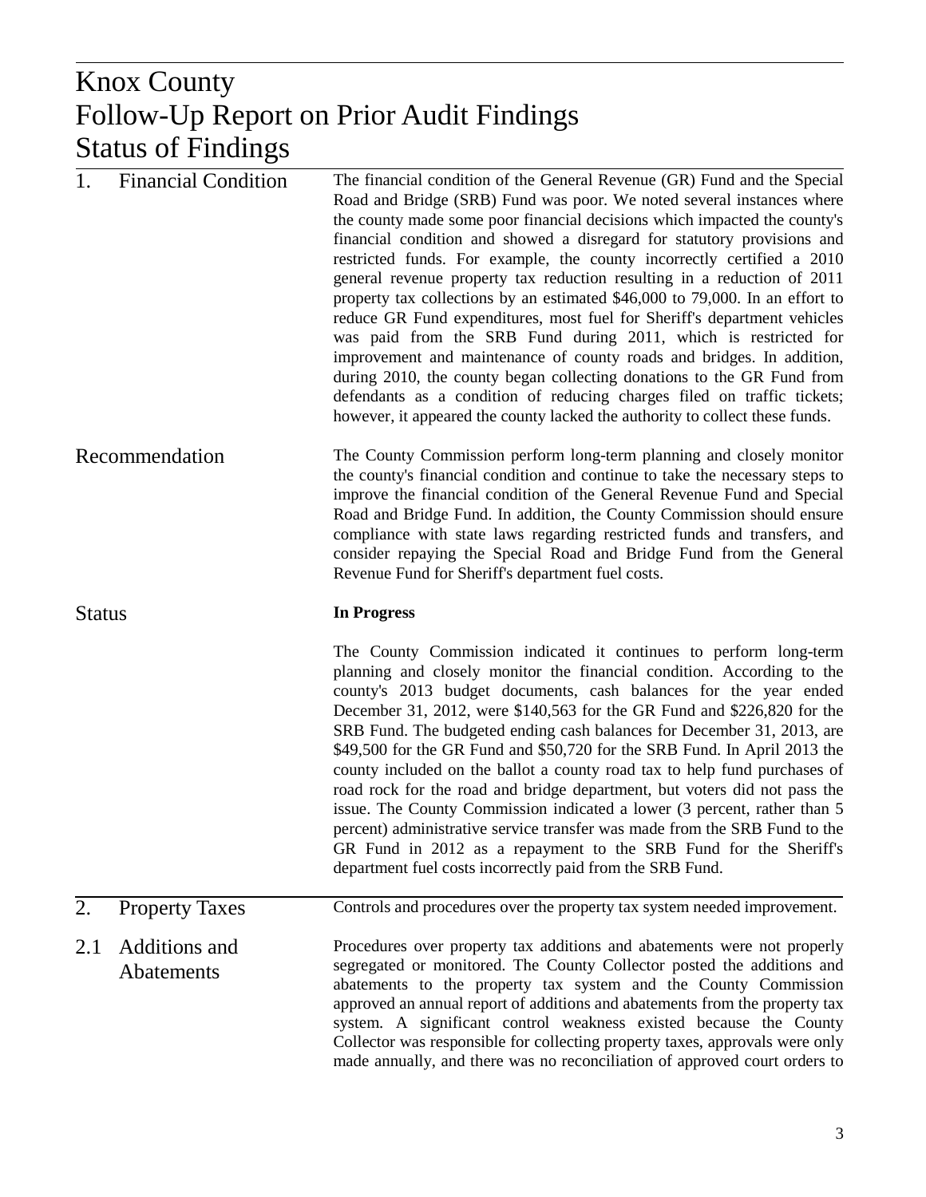# Knox County
# Follow-Up Report on Prior Audit Findings
# Status of Findings

## 1. Financial Condition

The financial condition of the General Revenue (GR) Fund and the Special Road and Bridge (SRB) Fund was poor. We noted several instances where the county made some poor financial decisions which impacted the county's financial condition and showed a disregard for statutory provisions and restricted funds. For example, the county incorrectly certified a 2010 general revenue property tax reduction resulting in a reduction of 2011 property tax collections by an estimated $46,000 to 79,000. In an effort to reduce GR Fund expenditures, most fuel for Sheriff's department vehicles was paid from the SRB Fund during 2011, which is restricted for improvement and maintenance of county roads and bridges. In addition, during 2010, the county began collecting donations to the GR Fund from defendants as a condition of reducing charges filed on traffic tickets; however, it appeared the county lacked the authority to collect these funds.

### Recommendation

The County Commission perform long-term planning and closely monitor the county's financial condition and continue to take the necessary steps to improve the financial condition of the General Revenue Fund and Special Road and Bridge Fund. In addition, the County Commission should ensure compliance with state laws regarding restricted funds and transfers, and consider repaying the Special Road and Bridge Fund from the General Revenue Fund for Sheriff's department fuel costs.

### Status

**In Progress**

The County Commission indicated it continues to perform long-term planning and closely monitor the financial condition. According to the county's 2013 budget documents, cash balances for the year ended December 31, 2012, were $140,563 for the GR Fund and $226,820 for the SRB Fund. The budgeted ending cash balances for December 31, 2013, are $49,500 for the GR Fund and $50,720 for the SRB Fund. In April 2013 the county included on the ballot a county road tax to help fund purchases of road rock for the road and bridge department, but voters did not pass the issue. The County Commission indicated a lower (3 percent, rather than 5 percent) administrative service transfer was made from the SRB Fund to the GR Fund in 2012 as a repayment to the SRB Fund for the Sheriff's department fuel costs incorrectly paid from the SRB Fund.

## 2. Property Taxes

Controls and procedures over the property tax system needed improvement.

### 2.1 Additions and Abatements

Procedures over property tax additions and abatements were not properly segregated or monitored. The County Collector posted the additions and abatements to the property tax system and the County Commission approved an annual report of additions and abatements from the property tax system. A significant control weakness existed because the County Collector was responsible for collecting property taxes, approvals were only made annually, and there was no reconciliation of approved court orders to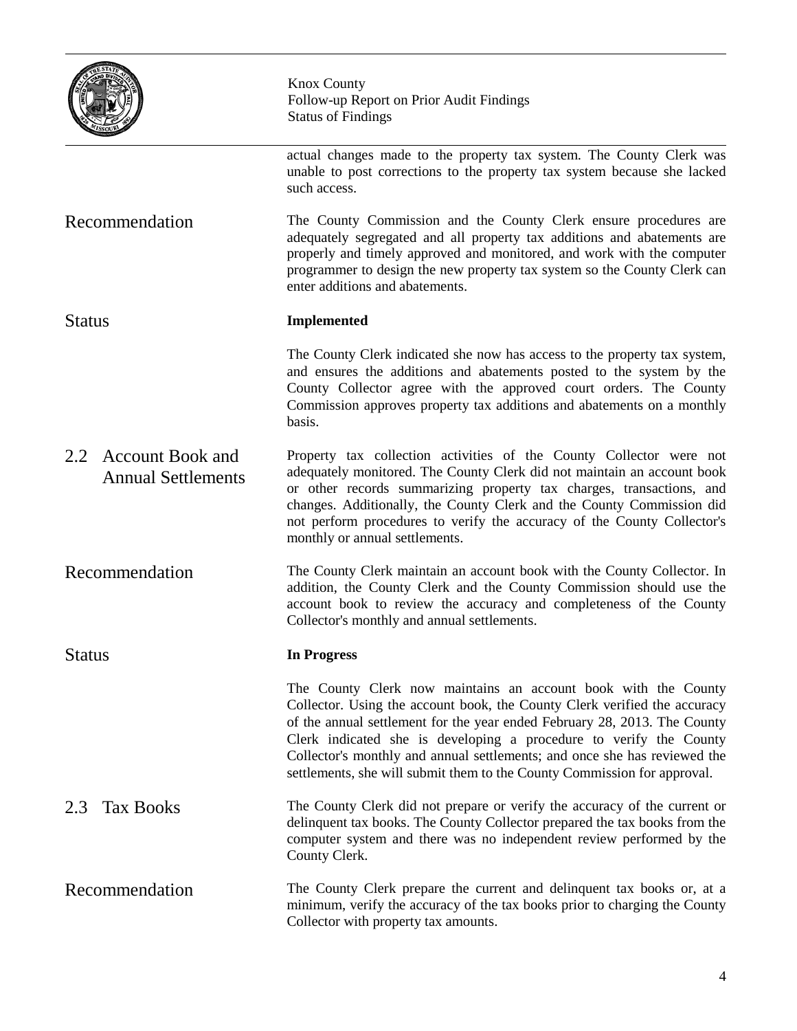actual changes made to the property tax system. The County Clerk was unable to post corrections to the property tax system because she lacked such access.

Recommendation

The County Commission and the County Clerk ensure procedures are adequately segregated and all property tax additions and abatements are properly and timely approved and monitored, and work with the computer programmer to design the new property tax system so the County Clerk can enter additions and abatements.

Status

**Implemented**

The County Clerk indicated she now has access to the property tax system, and ensures the additions and abatements posted to the system by the County Collector agree with the approved court orders. The County Commission approves property tax additions and abatements on a monthly basis.

## 2.2 Account Book and Annual Settlements

Property tax collection activities of the County Collector were not adequately monitored. The County Clerk did not maintain an account book or other records summarizing property tax charges, transactions, and changes. Additionally, the County Clerk and the County Commission did not perform procedures to verify the accuracy of the County Collector's monthly or annual settlements.

Recommendation

The County Clerk maintain an account book with the County Collector. In addition, the County Clerk and the County Commission should use the account book to review the accuracy and completeness of the County Collector's monthly and annual settlements.

Status

**In Progress**

The County Clerk now maintains an account book with the County Collector. Using the account book, the County Clerk verified the accuracy of the annual settlement for the year ended February 28, 2013. The County Clerk indicated she is developing a procedure to verify the County Collector's monthly and annual settlements; and once she has reviewed the settlements, she will submit them to the County Commission for approval.

## 2.3 Tax Books

The County Clerk did not prepare or verify the accuracy of the current or delinquent tax books. The County Collector prepared the tax books from the computer system and there was no independent review performed by the County Clerk.

Recommendation

The County Clerk prepare the current and delinquent tax books or, at a minimum, verify the accuracy of the tax books prior to charging the County Collector with property tax amounts.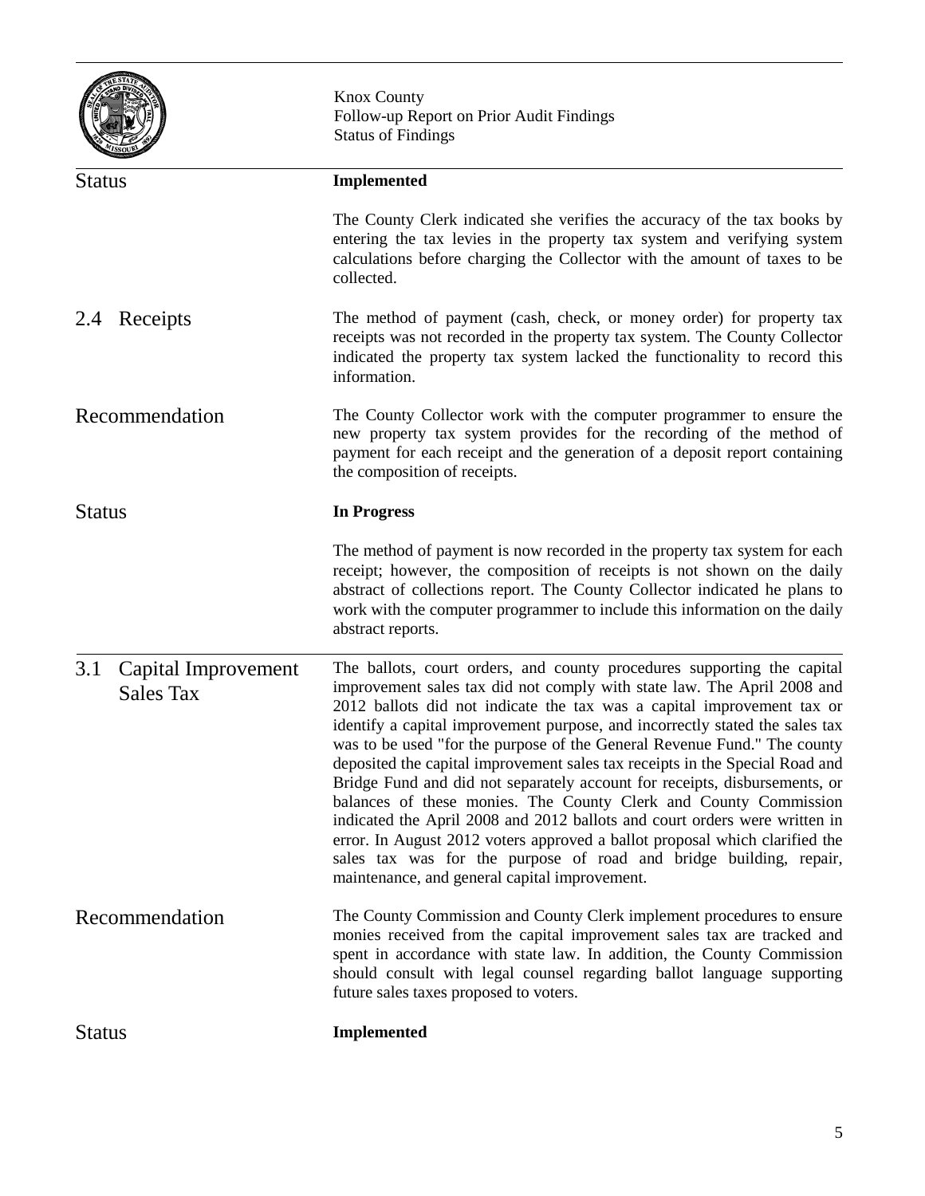**Status** — **Implemented**

The County Clerk indicated she verifies the accuracy of the tax books by entering the tax levies in the property tax system and verifying system calculations before charging the Collector with the amount of taxes to be collected.

## 2.4 Receipts

The method of payment (cash, check, or money order) for property tax receipts was not recorded in the property tax system. The County Collector indicated the property tax system lacked the functionality to record this information.

**Recommendation**

The County Collector work with the computer programmer to ensure the new property tax system provides for the recording of the method of payment for each receipt and the generation of a deposit report containing the composition of receipts.

**Status** — **In Progress**

The method of payment is now recorded in the property tax system for each receipt; however, the composition of receipts is not shown on the daily abstract of collections report. The County Collector indicated he plans to work with the computer programmer to include this information on the daily abstract reports.

## 3.1 Capital Improvement Sales Tax

The ballots, court orders, and county procedures supporting the capital improvement sales tax did not comply with state law. The April 2008 and 2012 ballots did not indicate the tax was a capital improvement tax or identify a capital improvement purpose, and incorrectly stated the sales tax was to be used "for the purpose of the General Revenue Fund." The county deposited the capital improvement sales tax receipts in the Special Road and Bridge Fund and did not separately account for receipts, disbursements, or balances of these monies. The County Clerk and County Commission indicated the April 2008 and 2012 ballots and court orders were written in error. In August 2012 voters approved a ballot proposal which clarified the sales tax was for the purpose of road and bridge building, repair, maintenance, and general capital improvement.

**Recommendation**

The County Commission and County Clerk implement procedures to ensure monies received from the capital improvement sales tax are tracked and spent in accordance with state law. In addition, the County Commission should consult with legal counsel regarding ballot language supporting future sales taxes proposed to voters.

**Status** — **Implemented**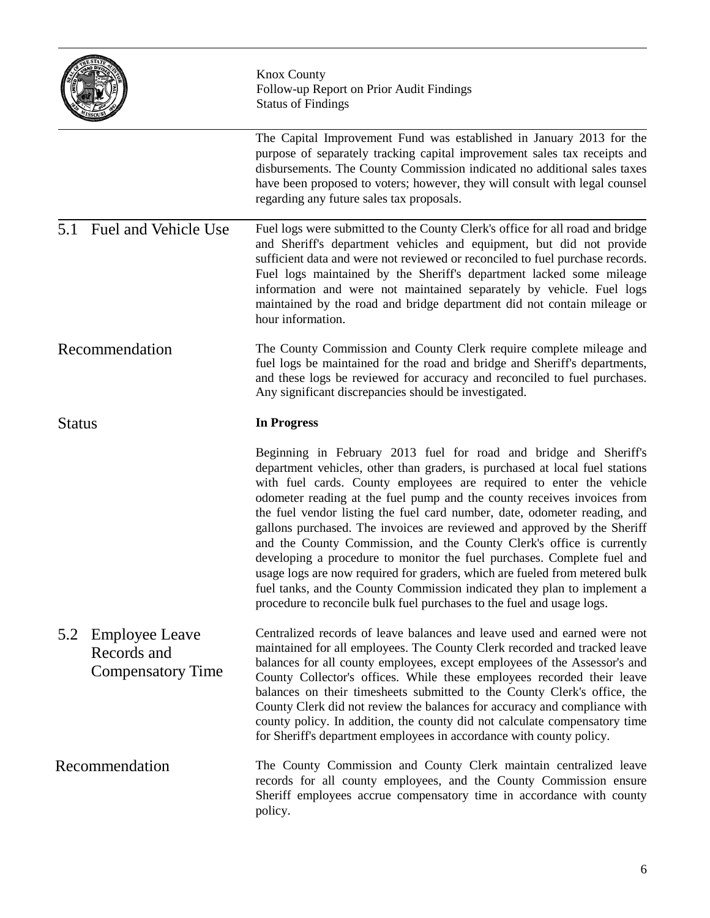The Capital Improvement Fund was established in January 2013 for the purpose of separately tracking capital improvement sales tax receipts and disbursements. The County Commission indicated no additional sales taxes have been proposed to voters; however, they will consult with legal counsel regarding any future sales tax proposals.

### 5.1 Fuel and Vehicle Use

Fuel logs were submitted to the County Clerk's office for all road and bridge and Sheriff's department vehicles and equipment, but did not provide sufficient data and were not reviewed or reconciled to fuel purchase records. Fuel logs maintained by the Sheriff's department lacked some mileage information and were not maintained separately by vehicle. Fuel logs maintained by the road and bridge department did not contain mileage or hour information.

#### Recommendation

The County Commission and County Clerk require complete mileage and fuel logs be maintained for the road and bridge and Sheriff's departments, and these logs be reviewed for accuracy and reconciled to fuel purchases. Any significant discrepancies should be investigated.

#### Status

**In Progress**

Beginning in February 2013 fuel for road and bridge and Sheriff's department vehicles, other than graders, is purchased at local fuel stations with fuel cards. County employees are required to enter the vehicle odometer reading at the fuel pump and the county receives invoices from the fuel vendor listing the fuel card number, date, odometer reading, and gallons purchased. The invoices are reviewed and approved by the Sheriff and the County Commission, and the County Clerk's office is currently developing a procedure to monitor the fuel purchases. Complete fuel and usage logs are now required for graders, which are fueled from metered bulk fuel tanks, and the County Commission indicated they plan to implement a procedure to reconcile bulk fuel purchases to the fuel and usage logs.

### 5.2 Employee Leave Records and Compensatory Time

Centralized records of leave balances and leave used and earned were not maintained for all employees. The County Clerk recorded and tracked leave balances for all county employees, except employees of the Assessor's and County Collector's offices. While these employees recorded their leave balances on their timesheets submitted to the County Clerk's office, the County Clerk did not review the balances for accuracy and compliance with county policy. In addition, the county did not calculate compensatory time for Sheriff's department employees in accordance with county policy.

#### Recommendation

The County Commission and County Clerk maintain centralized leave records for all county employees, and the County Commission ensure Sheriff employees accrue compensatory time in accordance with county policy.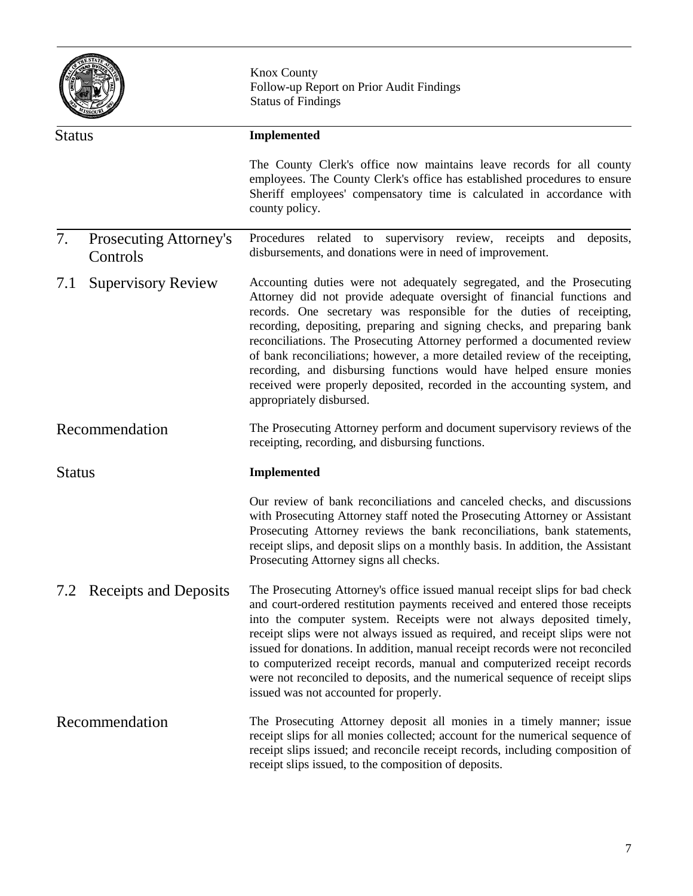Status **Implemented**

The County Clerk's office now maintains leave records for all county employees. The County Clerk's office has established procedures to ensure Sheriff employees' compensatory time is calculated in accordance with county policy.

## 7. Prosecuting Attorney's Controls

Procedures related to supervisory review, receipts and deposits, disbursements, and donations were in need of improvement.

### 7.1 Supervisory Review

Accounting duties were not adequately segregated, and the Prosecuting Attorney did not provide adequate oversight of financial functions and records. One secretary was responsible for the duties of receipting, recording, depositing, preparing and signing checks, and preparing bank reconciliations. The Prosecuting Attorney performed a documented review of bank reconciliations; however, a more detailed review of the receipting, recording, and disbursing functions would have helped ensure monies received were properly deposited, recorded in the accounting system, and appropriately disbursed.

Recommendation

The Prosecuting Attorney perform and document supervisory reviews of the receipting, recording, and disbursing functions.

Status **Implemented**

Our review of bank reconciliations and canceled checks, and discussions with Prosecuting Attorney staff noted the Prosecuting Attorney or Assistant Prosecuting Attorney reviews the bank reconciliations, bank statements, receipt slips, and deposit slips on a monthly basis. In addition, the Assistant Prosecuting Attorney signs all checks.

### 7.2 Receipts and Deposits

The Prosecuting Attorney's office issued manual receipt slips for bad check and court-ordered restitution payments received and entered those receipts into the computer system. Receipts were not always deposited timely, receipt slips were not always issued as required, and receipt slips were not issued for donations. In addition, manual receipt records were not reconciled to computerized receipt records, manual and computerized receipt records were not reconciled to deposits, and the numerical sequence of receipt slips issued was not accounted for properly.

Recommendation

The Prosecuting Attorney deposit all monies in a timely manner; issue receipt slips for all monies collected; account for the numerical sequence of receipt slips issued; and reconcile receipt records, including composition of receipt slips issued, to the composition of deposits.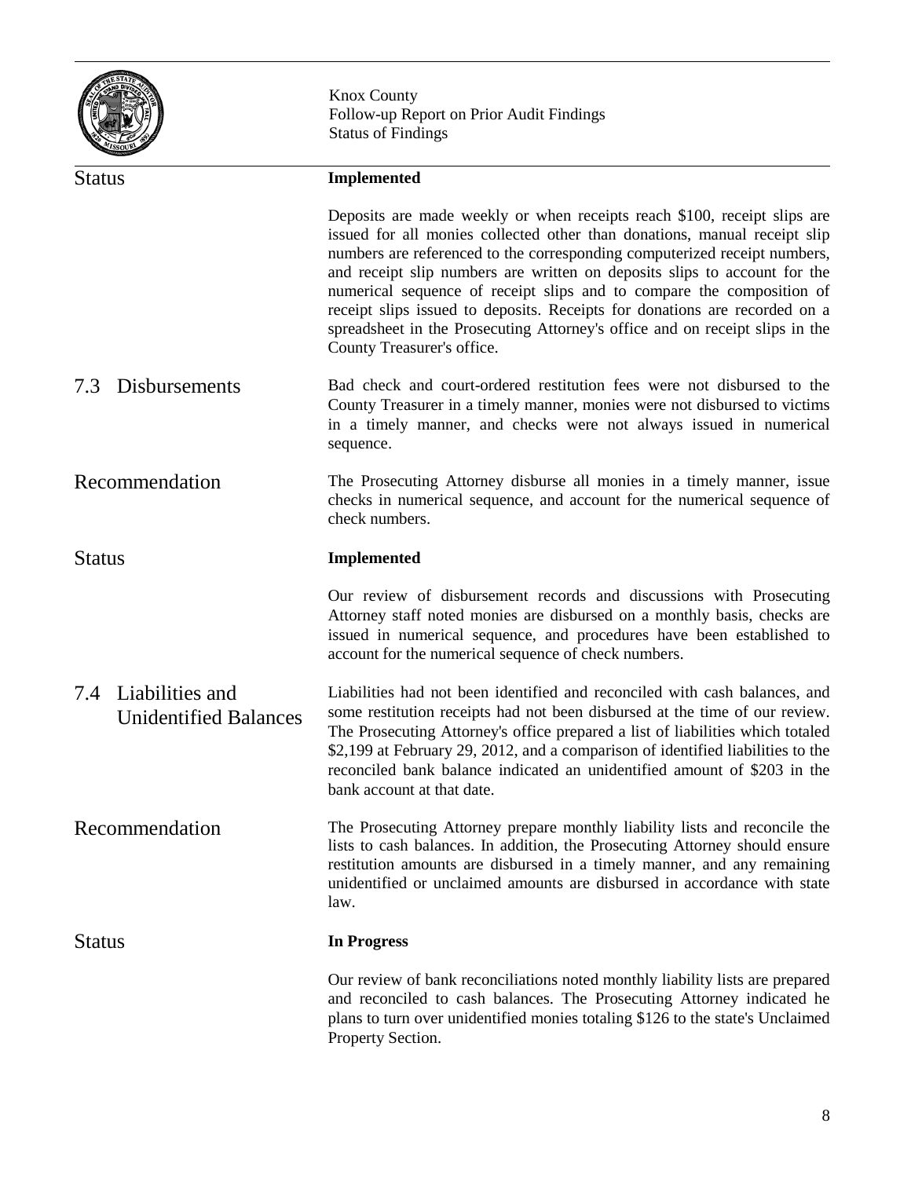Status

**Implemented**

Deposits are made weekly or when receipts reach $100, receipt slips are issued for all monies collected other than donations, manual receipt slip numbers are referenced to the corresponding computerized receipt numbers, and receipt slip numbers are written on deposits slips to account for the numerical sequence of receipt slips and to compare the composition of receipt slips issued to deposits. Receipts for donations are recorded on a spreadsheet in the Prosecuting Attorney's office and on receipt slips in the County Treasurer's office.

## 7.3 Disbursements

Bad check and court-ordered restitution fees were not disbursed to the County Treasurer in a timely manner, monies were not disbursed to victims in a timely manner, and checks were not always issued in numerical sequence.

Recommendation

The Prosecuting Attorney disburse all monies in a timely manner, issue checks in numerical sequence, and account for the numerical sequence of check numbers.

Status

**Implemented**

Our review of disbursement records and discussions with Prosecuting Attorney staff noted monies are disbursed on a monthly basis, checks are issued in numerical sequence, and procedures have been established to account for the numerical sequence of check numbers.

## 7.4 Liabilities and Unidentified Balances

Liabilities had not been identified and reconciled with cash balances, and some restitution receipts had not been disbursed at the time of our review. The Prosecuting Attorney's office prepared a list of liabilities which totaled $2,199 at February 29, 2012, and a comparison of identified liabilities to the reconciled bank balance indicated an unidentified amount of $203 in the bank account at that date.

Recommendation

The Prosecuting Attorney prepare monthly liability lists and reconcile the lists to cash balances. In addition, the Prosecuting Attorney should ensure restitution amounts are disbursed in a timely manner, and any remaining unidentified or unclaimed amounts are disbursed in accordance with state law.

Status

**In Progress**

Our review of bank reconciliations noted monthly liability lists are prepared and reconciled to cash balances. The Prosecuting Attorney indicated he plans to turn over unidentified monies totaling $126 to the state's Unclaimed Property Section.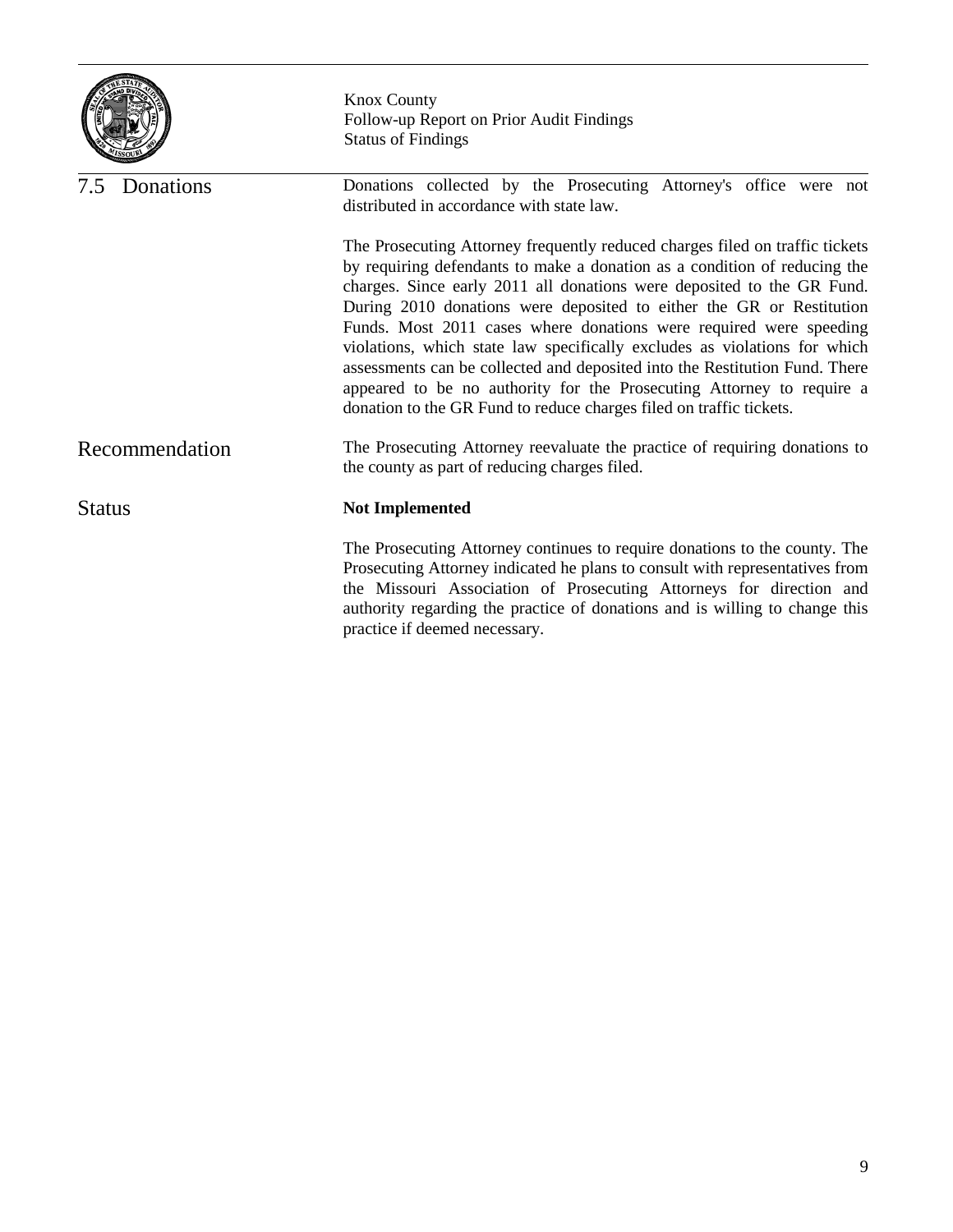## 7.5 Donations

Donations collected by the Prosecuting Attorney's office were not distributed in accordance with state law.

The Prosecuting Attorney frequently reduced charges filed on traffic tickets by requiring defendants to make a donation as a condition of reducing the charges. Since early 2011 all donations were deposited to the GR Fund. During 2010 donations were deposited to either the GR or Restitution Funds. Most 2011 cases where donations were required were speeding violations, which state law specifically excludes as violations for which assessments can be collected and deposited into the Restitution Fund. There appeared to be no authority for the Prosecuting Attorney to require a donation to the GR Fund to reduce charges filed on traffic tickets.

### Recommendation

The Prosecuting Attorney reevaluate the practice of requiring donations to the county as part of reducing charges filed.

### Status

**Not Implemented**

The Prosecuting Attorney continues to require donations to the county. The Prosecuting Attorney indicated he plans to consult with representatives from the Missouri Association of Prosecuting Attorneys for direction and authority regarding the practice of donations and is willing to change this practice if deemed necessary.